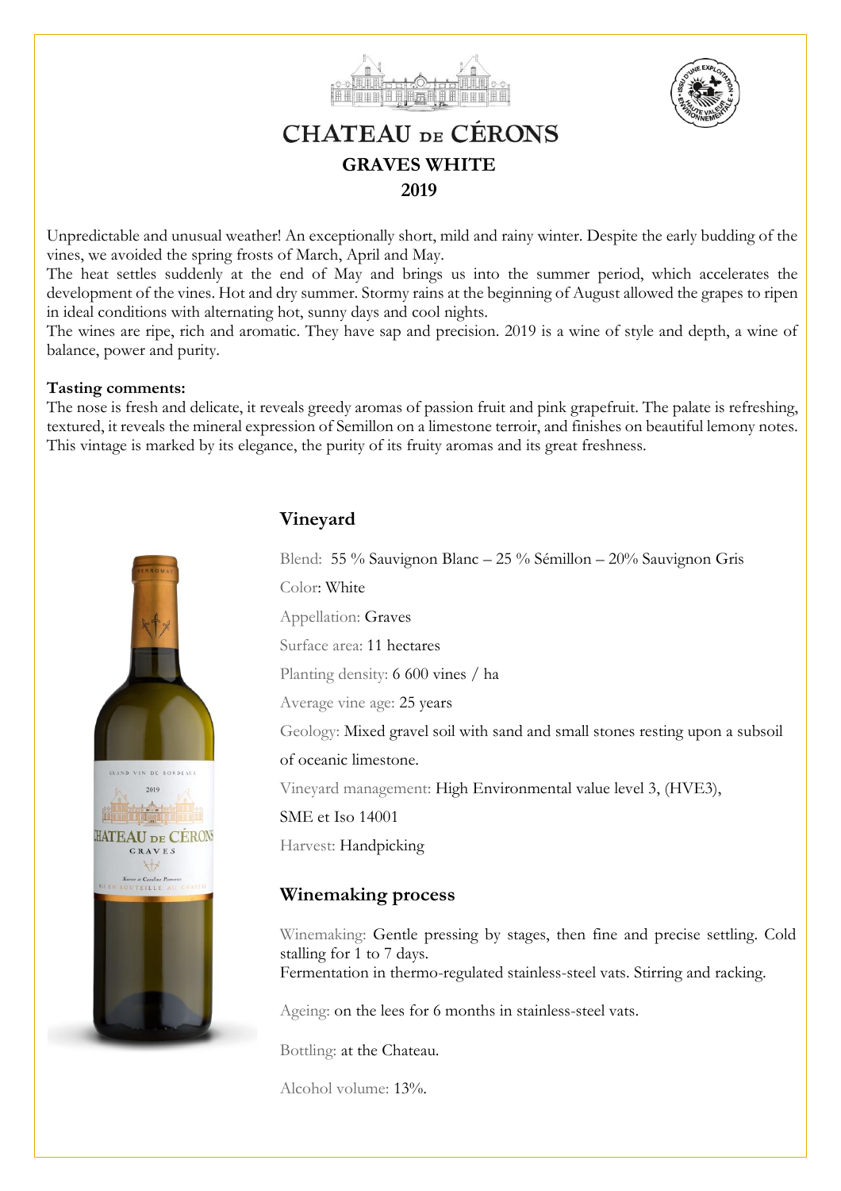# CHATEAU DE CÉRONS

## GRAVES WHITE

## 2019

Unpredictable and unusual weather! An exceptionally short, mild and rainy winter. Despite the early budding of the vines, we avoided the spring frosts of March, April and May.

The heat settles suddenly at the end of May and brings us into the summer period, which accelerates the development of the vines. Hot and dry summer. Stormy rains at the beginning of August allowed the grapes to ripen in ideal conditions with alternating hot, sunny days and cool nights.

The wines are ripe, rich and aromatic. They have sap and precision. 2019 is a wine of style and depth, a wine of balance, power and purity.

**Tasting comments:**

The nose is fresh and delicate, it reveals greedy aromas of passion fruit and pink grapefruit. The palate is refreshing, textured, it reveals the mineral expression of Semillon on a limestone terroir, and finishes on beautiful lemony notes. This vintage is marked by its elegance, the purity of its fruity aromas and its great freshness.

### Vineyard

Blend: 55 % Sauvignon Blanc – 25 % Sémillon – 20% Sauvignon Gris

Color: White

Appellation: Graves

Surface area: 11 hectares

Planting density: 6 600 vines / ha

Average vine age: 25 years

Geology: Mixed gravel soil with sand and small stones resting upon a subsoil of oceanic limestone.

Vineyard management: High Environmental value level 3, (HVE3), SME et Iso 14001

Harvest: Handpicking

### Winemaking process

Winemaking: Gentle pressing by stages, then fine and precise settling. Cold stalling for 1 to 7 days.
Fermentation in thermo-regulated stainless-steel vats. Stirring and racking.

Ageing: on the lees for 6 months in stainless-steel vats.

Bottling: at the Chateau.

Alcohol volume: 13%.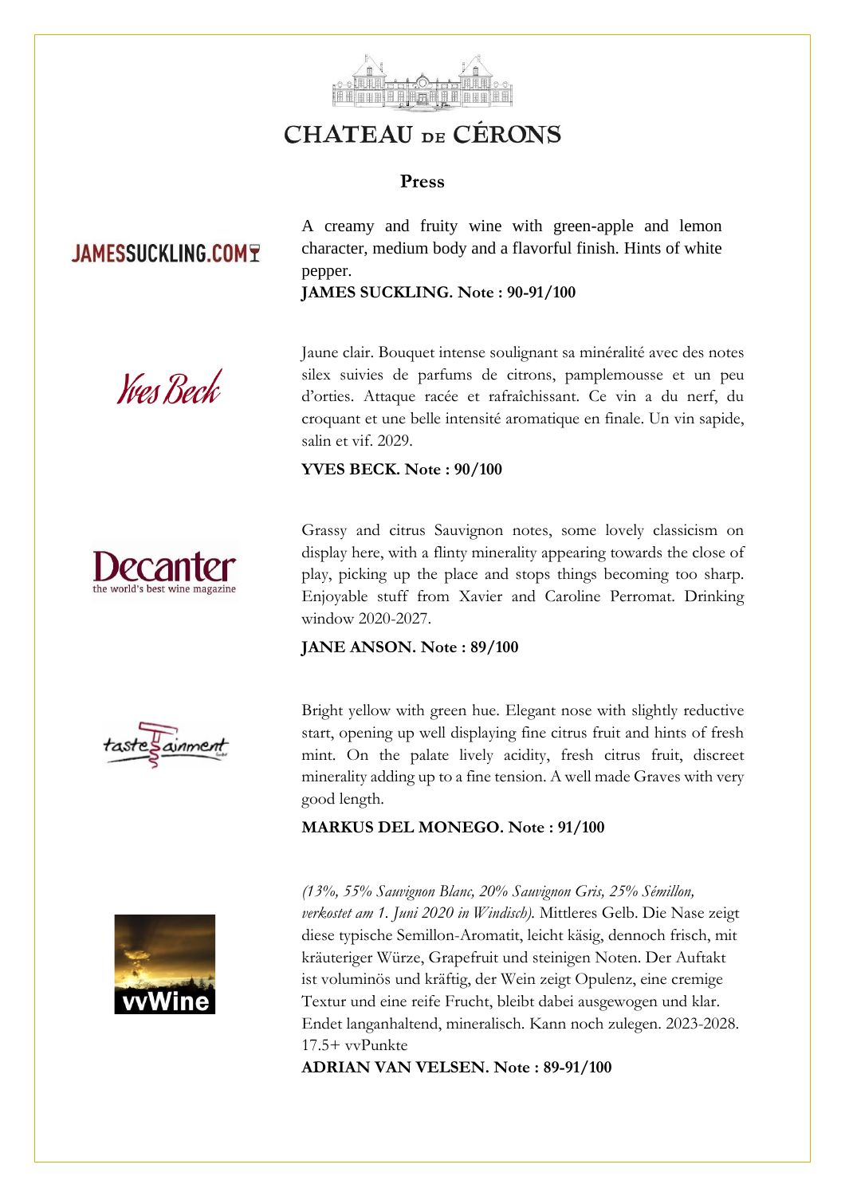# CHATEAU DE CÉRONS

## Press

JAMESSUCKLING.COM

A creamy and fruity wine with green-apple and lemon character, medium body and a flavorful finish. Hints of white pepper.

**JAMES SUCKLING. Note : 90-91/100**

Yves Beck

Jaune clair. Bouquet intense soulignant sa minéralité avec des notes silex suivies de parfums de citrons, pamplemousse et un peu d'orties. Attaque racée et rafraîchissant. Ce vin a du nerf, du croquant et une belle intensité aromatique en finale. Un vin sapide, salin et vif. 2029.

**YVES BECK. Note : 90/100**

Decanter
the world's best wine magazine

Grassy and citrus Sauvignon notes, some lovely classicism on display here, with a flinty minerality appearing towards the close of play, picking up the place and stops things becoming too sharp. Enjoyable stuff from Xavier and Caroline Perromat. Drinking window 2020-2027.

**JANE ANSON. Note : 89/100**

tastesainment

Bright yellow with green hue. Elegant nose with slightly reductive start, opening up well displaying fine citrus fruit and hints of fresh mint. On the palate lively acidity, fresh citrus fruit, discreet minerality adding up to a fine tension. A well made Graves with very good length.

**MARKUS DEL MONEGO. Note : 91/100**

vvWine

*(13%, 55% Sauvignon Blanc, 20% Sauvignon Gris, 25% Sémillon, verkostet am 1. Juni 2020 in Windisch).* Mittleres Gelb. Die Nase zeigt diese typische Semillon-Aromatit, leicht käsig, dennoch frisch, mit kräuteriger Würze, Grapefruit und steinigen Noten. Der Auftakt ist voluminös und kräftig, der Wein zeigt Opulenz, eine cremige Textur und eine reife Frucht, bleibt dabei ausgewogen und klar. Endet langanhaltend, mineralisch. Kann noch zulegen. 2023-2028. 17.5+ vvPunkte

**ADRIAN VAN VELSEN. Note : 89-91/100**